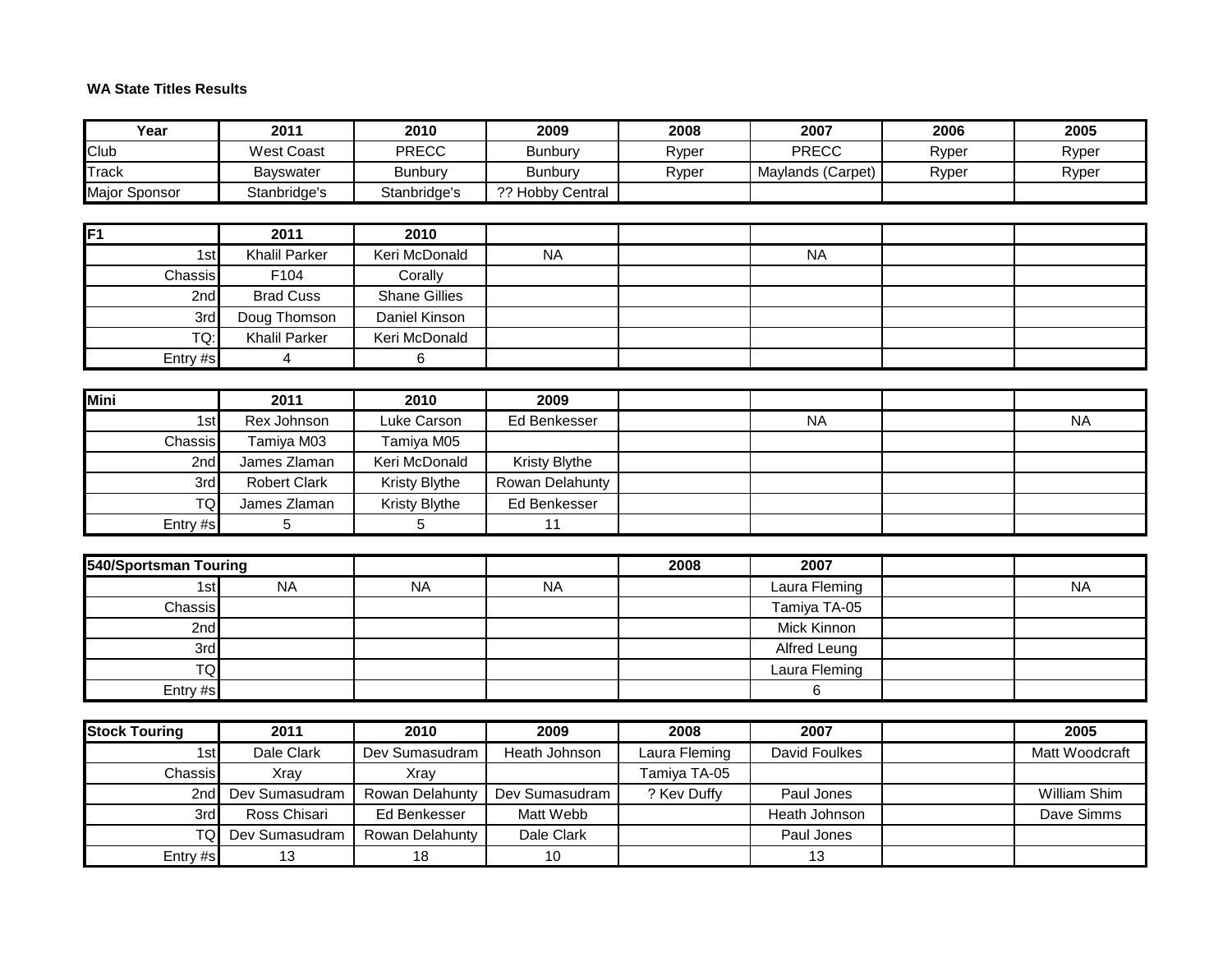**WA State Titles Results**

| Year | 2011 | 2010 | 2009 | 2008 | 2007 | 2006 | 2005 |
|---|---|---|---|---|---|---|---|
| Club | West Coast | PRECC | Bunbury | Ryper | PRECC | Ryper | Ryper |
| Track | Bayswater | Bunbury | Bunbury | Ryper | Maylands (Carpet) | Ryper | Ryper |
| Major Sponsor | Stanbridge's | Stanbridge's | ?? Hobby Central | | | | |

| F1 | 2011 | 2010 | | | | | |
|---|---|---|---|---|---|---|---|
| 1st | Khalil Parker | Keri McDonald | NA | | NA | | |
| Chassis | F104 | Corally | | | | | |
| 2nd | Brad Cuss | Shane Gillies | | | | | |
| 3rd | Doug Thomson | Daniel Kinson | | | | | |
| TQ: | Khalil Parker | Keri McDonald | | | | | |
| Entry #s | 4 | 6 | | | | | |

| Mini | 2011 | 2010 | 2009 | | | | |
|---|---|---|---|---|---|---|---|
| 1st | Rex Johnson | Luke Carson | Ed Benkesser | | NA | | NA |
| Chassis | Tamiya M03 | Tamiya M05 | | | | | |
| 2nd | James Zlaman | Keri McDonald | Kristy Blythe | | | | |
| 3rd | Robert Clark | Kristy Blythe | Rowan Delahunty | | | | |
| TQ | James Zlaman | Kristy Blythe | Ed Benkesser | | | | |
| Entry #s | 5 | 5 | 11 | | | | |

| 540/Sportsman Touring | | | | 2008 | 2007 | | |
|---|---|---|---|---|---|---|---|
| 1st | NA | NA | NA | | Laura Fleming | | NA |
| Chassis | | | | | Tamiya TA-05 | | |
| 2nd | | | | | Mick Kinnon | | |
| 3rd | | | | | Alfred Leung | | |
| TQ | | | | | Laura Fleming | | |
| Entry #s | | | | | 6 | | |

| Stock Touring | 2011 | 2010 | 2009 | 2008 | 2007 | | 2005 |
|---|---|---|---|---|---|---|---|
| 1st | Dale Clark | Dev Sumasudram | Heath Johnson | Laura Fleming | David Foulkes | | Matt Woodcraft |
| Chassis | Xray | Xray | | Tamiya TA-05 | | | |
| 2nd | Dev Sumasudram | Rowan Delahunty | Dev Sumasudram | ? Kev Duffy | Paul Jones | | William Shim |
| 3rd | Ross Chisari | Ed Benkesser | Matt Webb | | Heath Johnson | | Dave Simms |
| TQ | Dev Sumasudram | Rowan Delahunty | Dale Clark | | Paul Jones | | |
| Entry #s | 13 | 18 | 10 | | 13 | | |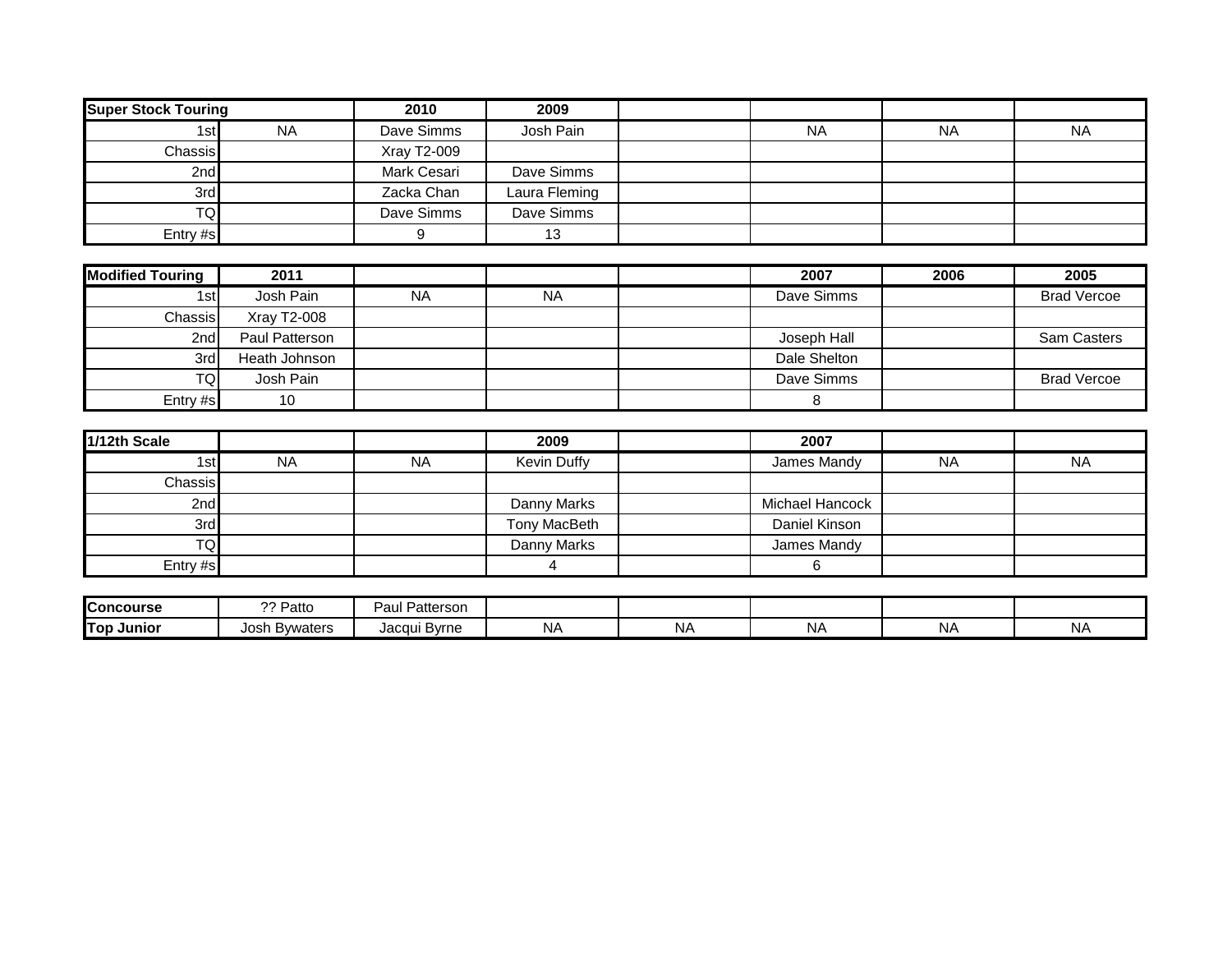| Super Stock Touring | | 2010 | 2009 | | | | |
|---|---|---|---|---|---|---|---|
| 1st | NA | Dave Simms | Josh Pain | | NA | NA | NA |
| Chassis | | Xray T2-009 | | | | | |
| 2nd | | Mark Cesari | Dave Simms | | | | |
| 3rd | | Zacka Chan | Laura Fleming | | | | |
| TQ | | Dave Simms | Dave Simms | | | | |
| Entry #s | | 9 | 13 | | | | |

| Modified Touring | 2011 | | | | 2007 | 2006 | 2005 |
|---|---|---|---|---|---|---|---|
| 1st | Josh Pain | NA | NA | | Dave Simms | | Brad Vercoe |
| Chassis | Xray T2-008 | | | | | | |
| 2nd | Paul Patterson | | | | Joseph Hall | | Sam Casters |
| 3rd | Heath Johnson | | | | Dale Shelton | | |
| TQ | Josh Pain | | | | Dave Simms | | Brad Vercoe |
| Entry #s | 10 | | | | 8 | | |

| 1/12th Scale | | | 2009 | | 2007 | | |
|---|---|---|---|---|---|---|---|
| 1st | NA | NA | Kevin Duffy | | James Mandy | NA | NA |
| Chassis | | | | | | | |
| 2nd | | | Danny Marks | | Michael Hancock | | |
| 3rd | | | Tony MacBeth | | Daniel Kinson | | |
| TQ | | | Danny Marks | | James Mandy | | |
| Entry #s | | | 4 | | 6 | | |

| | | | | | | | |
|---|---|---|---|---|---|---|---|
| **Concourse** | ?? Patto | Paul Patterson | | | | | |
| **Top Junior** | Josh Bywaters | Jacqui Byrne | NA | NA | NA | NA | NA |